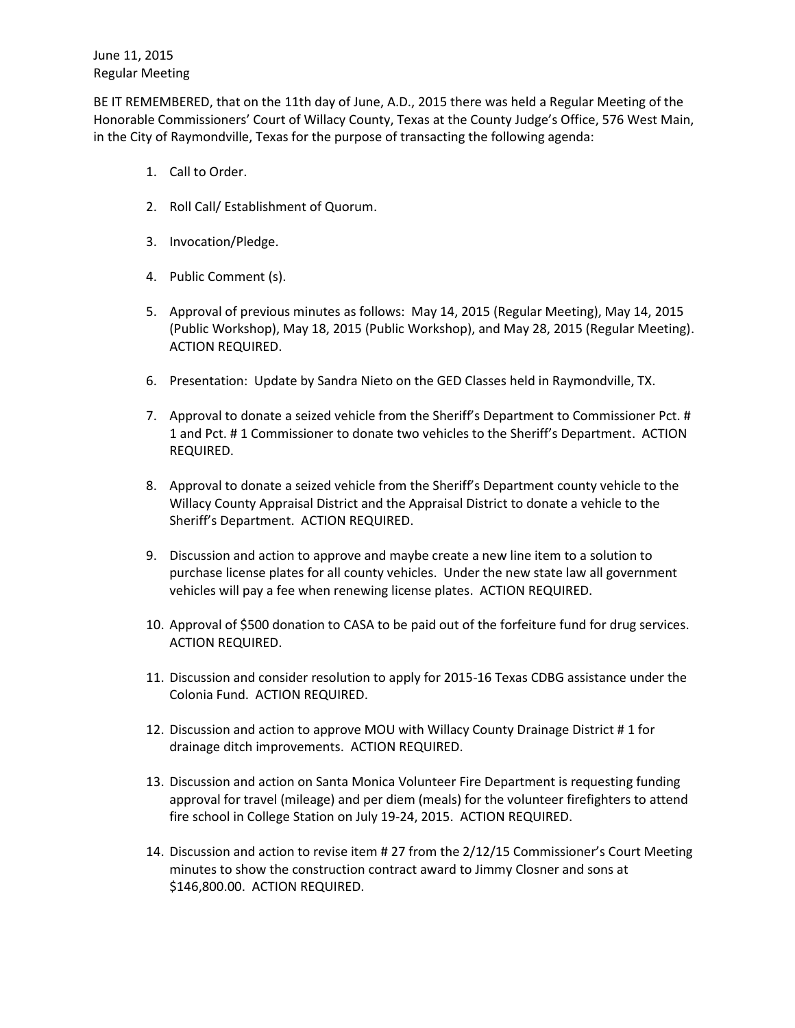June 11, 2015
Regular Meeting

BE IT REMEMBERED, that on the 11th day of June, A.D., 2015 there was held a Regular Meeting of the Honorable Commissioners' Court of Willacy County, Texas at the County Judge's Office, 576 West Main, in the City of Raymondville, Texas for the purpose of transacting the following agenda:

1. Call to Order.

2. Roll Call/ Establishment of Quorum.

3. Invocation/Pledge.

4. Public Comment (s).

5. Approval of previous minutes as follows: May 14, 2015 (Regular Meeting), May 14, 2015 (Public Workshop), May 18, 2015 (Public Workshop), and May 28, 2015 (Regular Meeting). ACTION REQUIRED.

6. Presentation: Update by Sandra Nieto on the GED Classes held in Raymondville, TX.

7. Approval to donate a seized vehicle from the Sheriff's Department to Commissioner Pct. # 1 and Pct. # 1 Commissioner to donate two vehicles to the Sheriff's Department. ACTION REQUIRED.

8. Approval to donate a seized vehicle from the Sheriff's Department county vehicle to the Willacy County Appraisal District and the Appraisal District to donate a vehicle to the Sheriff's Department. ACTION REQUIRED.

9. Discussion and action to approve and maybe create a new line item to a solution to purchase license plates for all county vehicles. Under the new state law all government vehicles will pay a fee when renewing license plates. ACTION REQUIRED.

10. Approval of $500 donation to CASA to be paid out of the forfeiture fund for drug services. ACTION REQUIRED.

11. Discussion and consider resolution to apply for 2015-16 Texas CDBG assistance under the Colonia Fund. ACTION REQUIRED.

12. Discussion and action to approve MOU with Willacy County Drainage District # 1 for drainage ditch improvements. ACTION REQUIRED.

13. Discussion and action on Santa Monica Volunteer Fire Department is requesting funding approval for travel (mileage) and per diem (meals) for the volunteer firefighters to attend fire school in College Station on July 19-24, 2015. ACTION REQUIRED.

14. Discussion and action to revise item # 27 from the 2/12/15 Commissioner's Court Meeting minutes to show the construction contract award to Jimmy Closner and sons at $146,800.00. ACTION REQUIRED.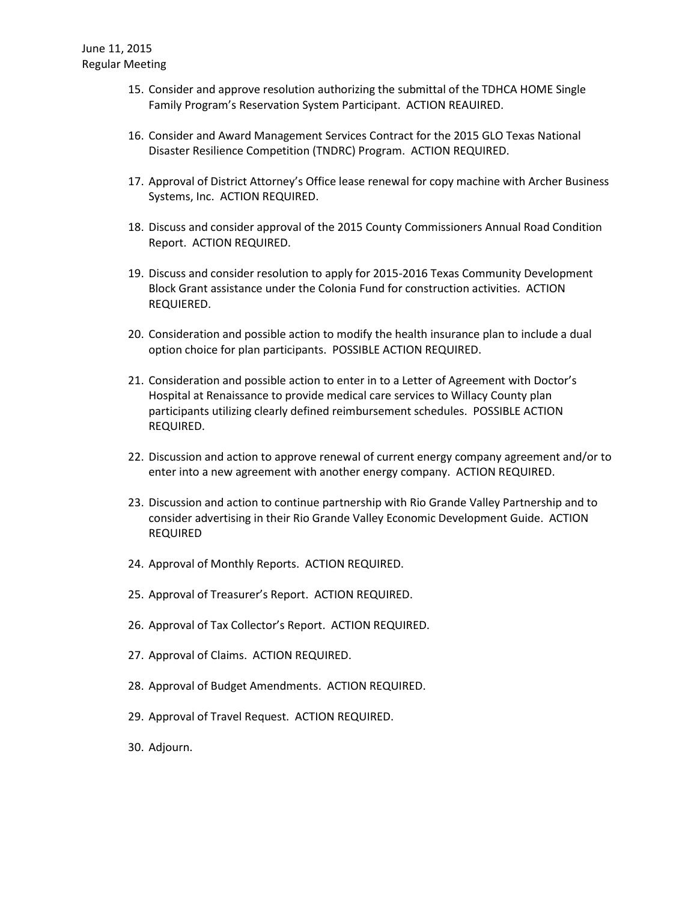15. Consider and approve resolution authorizing the submittal of the TDHCA HOME Single Family Program's Reservation System Participant. ACTION REAUIRED.

16. Consider and Award Management Services Contract for the 2015 GLO Texas National Disaster Resilience Competition (TNDRC) Program. ACTION REQUIRED.

17. Approval of District Attorney's Office lease renewal for copy machine with Archer Business Systems, Inc. ACTION REQUIRED.

18. Discuss and consider approval of the 2015 County Commissioners Annual Road Condition Report. ACTION REQUIRED.

19. Discuss and consider resolution to apply for 2015-2016 Texas Community Development Block Grant assistance under the Colonia Fund for construction activities. ACTION REQUIERED.

20. Consideration and possible action to modify the health insurance plan to include a dual option choice for plan participants. POSSIBLE ACTION REQUIRED.

21. Consideration and possible action to enter in to a Letter of Agreement with Doctor's Hospital at Renaissance to provide medical care services to Willacy County plan participants utilizing clearly defined reimbursement schedules. POSSIBLE ACTION REQUIRED.

22. Discussion and action to approve renewal of current energy company agreement and/or to enter into a new agreement with another energy company. ACTION REQUIRED.

23. Discussion and action to continue partnership with Rio Grande Valley Partnership and to consider advertising in their Rio Grande Valley Economic Development Guide. ACTION REQUIRED

24. Approval of Monthly Reports. ACTION REQUIRED.

25. Approval of Treasurer's Report. ACTION REQUIRED.

26. Approval of Tax Collector's Report. ACTION REQUIRED.

27. Approval of Claims. ACTION REQUIRED.

28. Approval of Budget Amendments. ACTION REQUIRED.

29. Approval of Travel Request. ACTION REQUIRED.

30. Adjourn.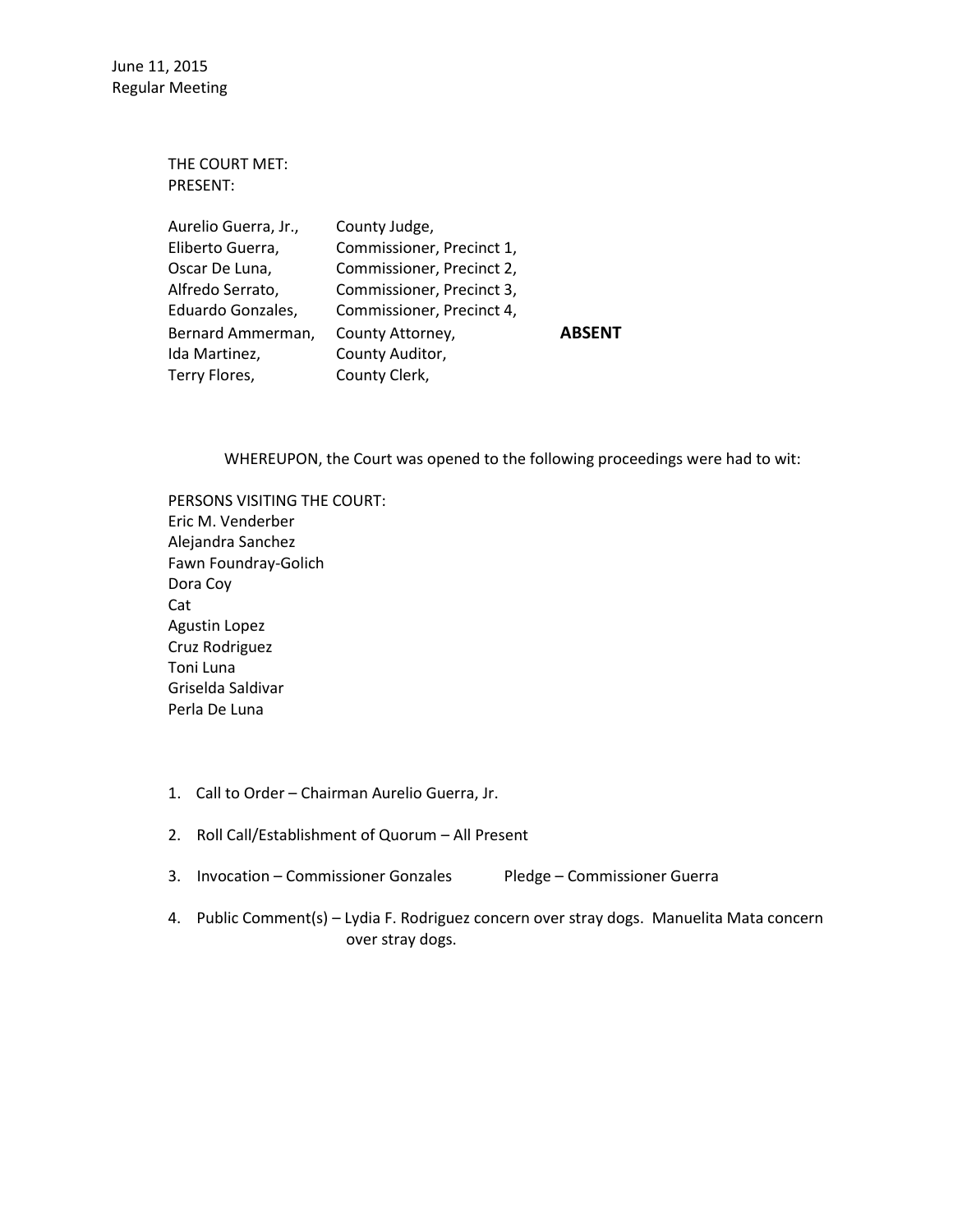June 11, 2015
Regular Meeting

THE COURT MET:
PRESENT:

| | | |
|---|---|---|
| Aurelio Guerra, Jr., | County Judge, | |
| Eliberto Guerra, | Commissioner, Precinct 1, | |
| Oscar De Luna, | Commissioner, Precinct 2, | |
| Alfredo Serrato, | Commissioner, Precinct 3, | |
| Eduardo Gonzales, | Commissioner, Precinct 4, | |
| Bernard Ammerman, | County Attorney, | **ABSENT** |
| Ida Martinez, | County Auditor, | |
| Terry Flores, | County Clerk, | |

WHEREUPON, the Court was opened to the following proceedings were had to wit:

PERSONS VISITING THE COURT:
Eric M. Venderber
Alejandra Sanchez
Fawn Foundray-Golich
Dora Coy
Cat
Agustin Lopez
Cruz Rodriguez
Toni Luna
Griselda Saldivar
Perla De Luna

1. Call to Order – Chairman Aurelio Guerra, Jr.

2. Roll Call/Establishment of Quorum – All Present

3. Invocation – Commissioner Gonzales Pledge – Commissioner Guerra

4. Public Comment(s) – Lydia F. Rodriguez concern over stray dogs. Manuelita Mata concern over stray dogs.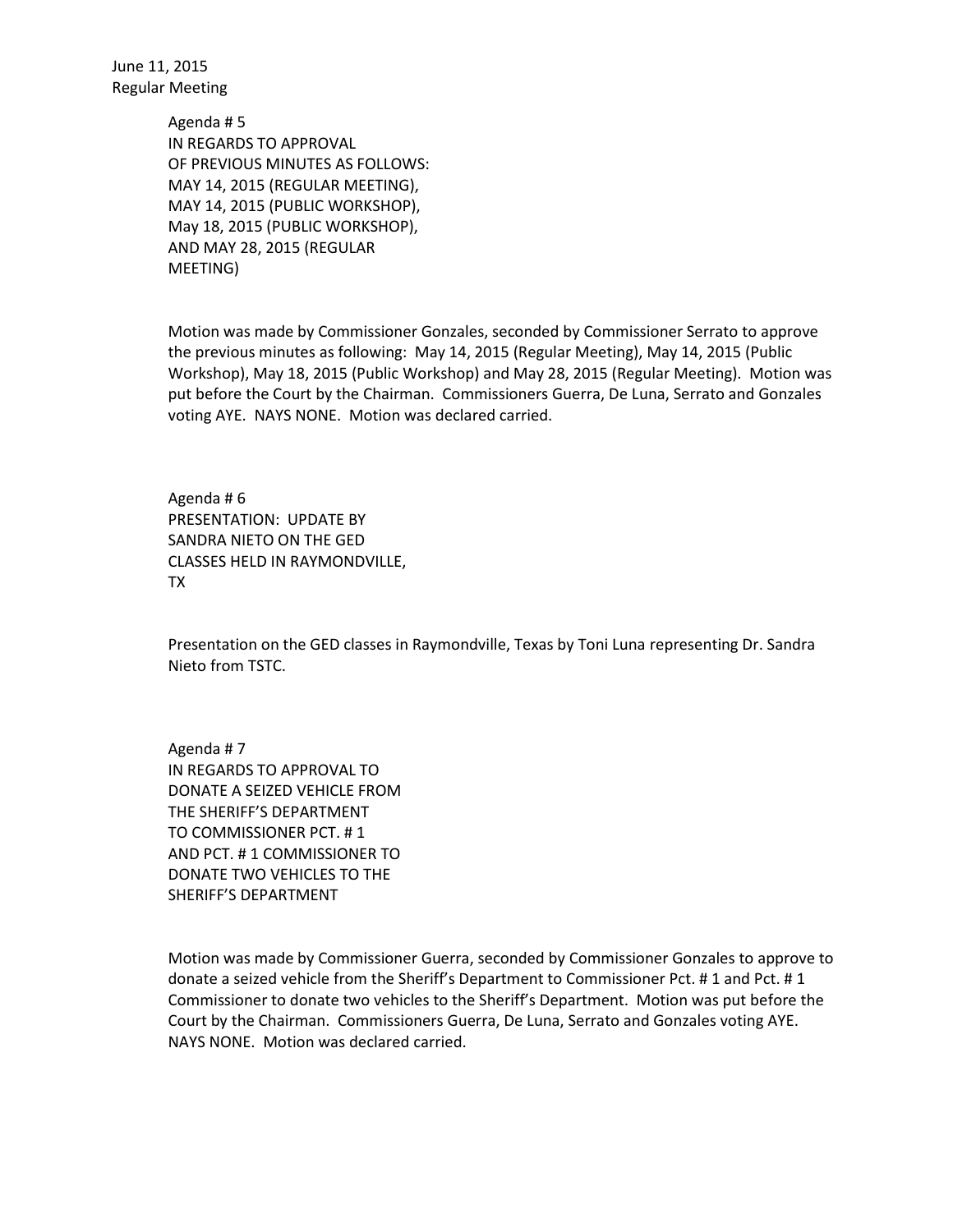June 11, 2015
Regular Meeting

Agenda # 5
IN REGARDS TO APPROVAL
OF PREVIOUS MINUTES AS FOLLOWS:
MAY 14, 2015 (REGULAR MEETING),
MAY 14, 2015 (PUBLIC WORKSHOP),
May 18, 2015 (PUBLIC WORKSHOP),
AND MAY 28, 2015 (REGULAR
MEETING)

Motion was made by Commissioner Gonzales, seconded by Commissioner Serrato to approve the previous minutes as following: May 14, 2015 (Regular Meeting), May 14, 2015 (Public Workshop), May 18, 2015 (Public Workshop) and May 28, 2015 (Regular Meeting). Motion was put before the Court by the Chairman. Commissioners Guerra, De Luna, Serrato and Gonzales voting AYE. NAYS NONE. Motion was declared carried.

Agenda # 6
PRESENTATION: UPDATE BY
SANDRA NIETO ON THE GED
CLASSES HELD IN RAYMONDVILLE,
TX

Presentation on the GED classes in Raymondville, Texas by Toni Luna representing Dr. Sandra Nieto from TSTC.

Agenda # 7
IN REGARDS TO APPROVAL TO
DONATE A SEIZED VEHICLE FROM
THE SHERIFF'S DEPARTMENT
TO COMMISSIONER PCT. # 1
AND PCT. # 1 COMMISSIONER TO
DONATE TWO VEHICLES TO THE
SHERIFF'S DEPARTMENT

Motion was made by Commissioner Guerra, seconded by Commissioner Gonzales to approve to donate a seized vehicle from the Sheriff's Department to Commissioner Pct. # 1 and Pct. # 1 Commissioner to donate two vehicles to the Sheriff's Department. Motion was put before the Court by the Chairman. Commissioners Guerra, De Luna, Serrato and Gonzales voting AYE. NAYS NONE. Motion was declared carried.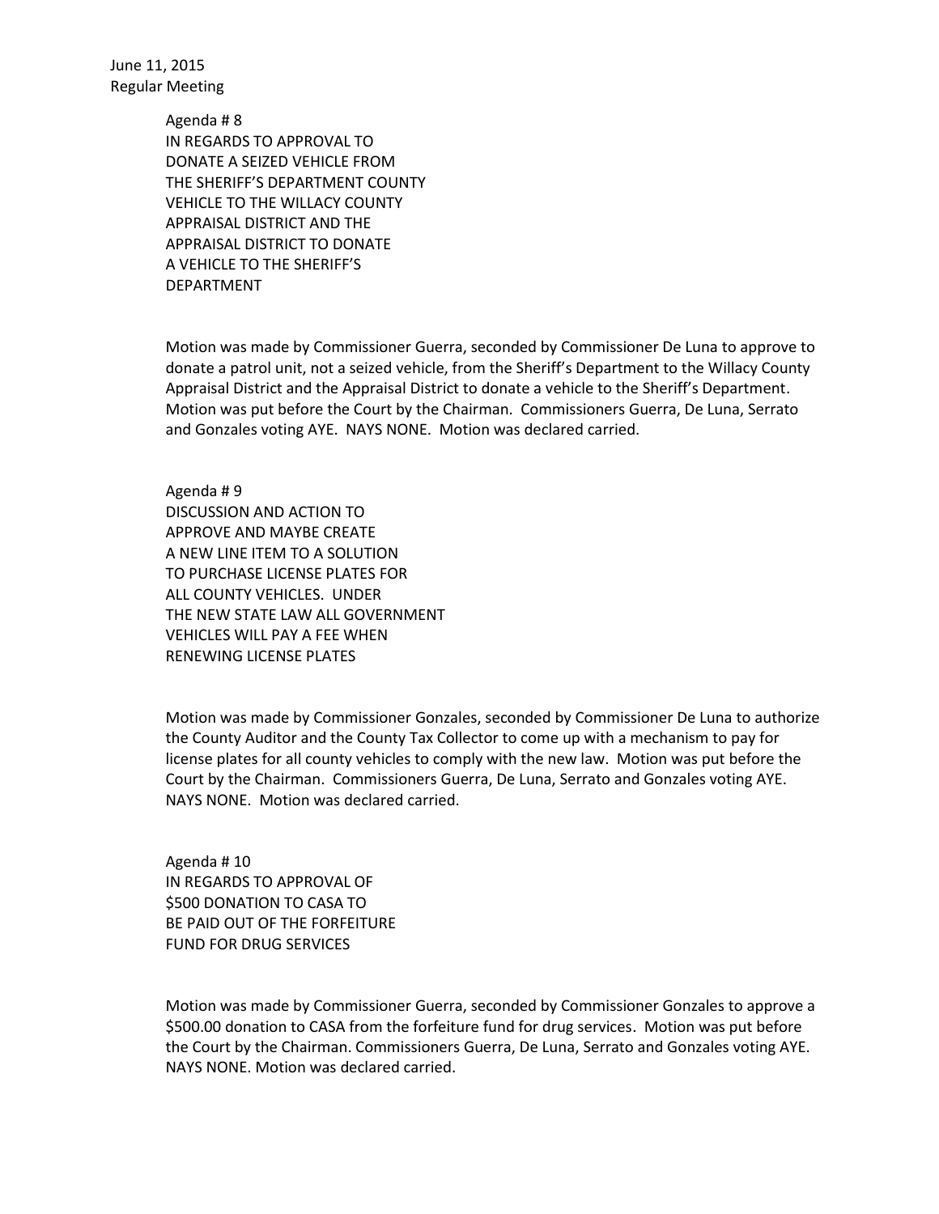June 11, 2015
Regular Meeting

Agenda # 8
IN REGARDS TO APPROVAL TO
DONATE A SEIZED VEHICLE FROM
THE SHERIFF'S DEPARTMENT COUNTY
VEHICLE TO THE WILLACY COUNTY
APPRAISAL DISTRICT AND THE
APPRAISAL DISTRICT TO DONATE
A VEHICLE TO THE SHERIFF'S
DEPARTMENT

Motion was made by Commissioner Guerra, seconded by Commissioner De Luna to approve to donate a patrol unit, not a seized vehicle, from the Sheriff's Department to the Willacy County Appraisal District and the Appraisal District to donate a vehicle to the Sheriff's Department. Motion was put before the Court by the Chairman. Commissioners Guerra, De Luna, Serrato and Gonzales voting AYE. NAYS NONE. Motion was declared carried.

Agenda # 9
DISCUSSION AND ACTION TO
APPROVE AND MAYBE CREATE
A NEW LINE ITEM TO A SOLUTION
TO PURCHASE LICENSE PLATES FOR
ALL COUNTY VEHICLES. UNDER
THE NEW STATE LAW ALL GOVERNMENT
VEHICLES WILL PAY A FEE WHEN
RENEWING LICENSE PLATES

Motion was made by Commissioner Gonzales, seconded by Commissioner De Luna to authorize the County Auditor and the County Tax Collector to come up with a mechanism to pay for license plates for all county vehicles to comply with the new law. Motion was put before the Court by the Chairman. Commissioners Guerra, De Luna, Serrato and Gonzales voting AYE. NAYS NONE. Motion was declared carried.

Agenda # 10
IN REGARDS TO APPROVAL OF
$500 DONATION TO CASA TO
BE PAID OUT OF THE FORFEITURE
FUND FOR DRUG SERVICES

Motion was made by Commissioner Guerra, seconded by Commissioner Gonzales to approve a $500.00 donation to CASA from the forfeiture fund for drug services. Motion was put before the Court by the Chairman. Commissioners Guerra, De Luna, Serrato and Gonzales voting AYE. NAYS NONE. Motion was declared carried.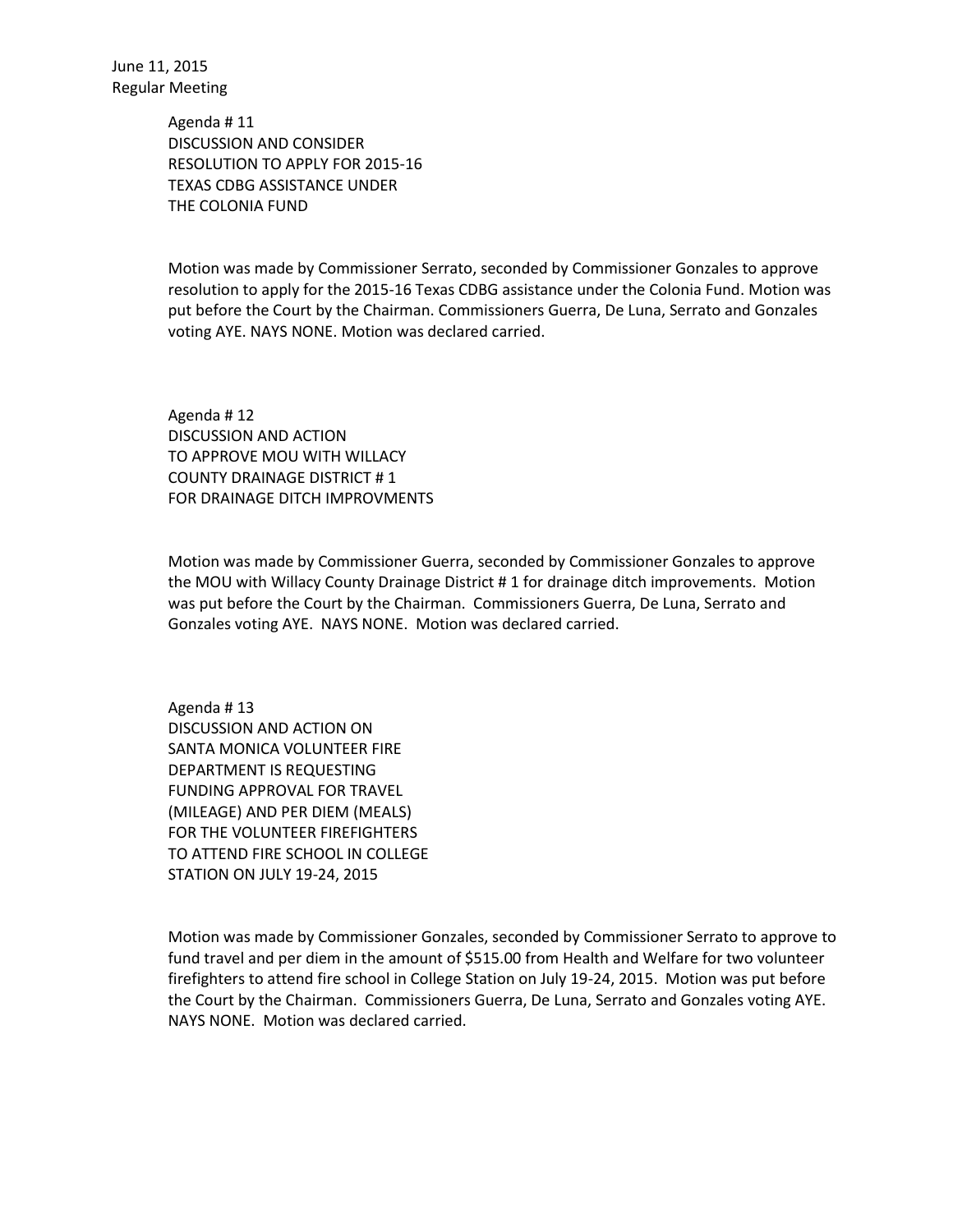June 11, 2015
Regular Meeting

Agenda # 11
DISCUSSION AND CONSIDER
RESOLUTION TO APPLY FOR 2015-16
TEXAS CDBG ASSISTANCE UNDER
THE COLONIA FUND

Motion was made by Commissioner Serrato, seconded by Commissioner Gonzales to approve resolution to apply for the 2015-16 Texas CDBG assistance under the Colonia Fund. Motion was put before the Court by the Chairman. Commissioners Guerra, De Luna, Serrato and Gonzales voting AYE. NAYS NONE. Motion was declared carried.

Agenda # 12
DISCUSSION AND ACTION
TO APPROVE MOU WITH WILLACY
COUNTY DRAINAGE DISTRICT # 1
FOR DRAINAGE DITCH IMPROVMENTS

Motion was made by Commissioner Guerra, seconded by Commissioner Gonzales to approve the MOU with Willacy County Drainage District # 1 for drainage ditch improvements. Motion was put before the Court by the Chairman. Commissioners Guerra, De Luna, Serrato and Gonzales voting AYE. NAYS NONE. Motion was declared carried.

Agenda # 13
DISCUSSION AND ACTION ON
SANTA MONICA VOLUNTEER FIRE
DEPARTMENT IS REQUESTING
FUNDING APPROVAL FOR TRAVEL
(MILEAGE) AND PER DIEM (MEALS)
FOR THE VOLUNTEER FIREFIGHTERS
TO ATTEND FIRE SCHOOL IN COLLEGE
STATION ON JULY 19-24, 2015

Motion was made by Commissioner Gonzales, seconded by Commissioner Serrato to approve to fund travel and per diem in the amount of $515.00 from Health and Welfare for two volunteer firefighters to attend fire school in College Station on July 19-24, 2015. Motion was put before the Court by the Chairman. Commissioners Guerra, De Luna, Serrato and Gonzales voting AYE. NAYS NONE. Motion was declared carried.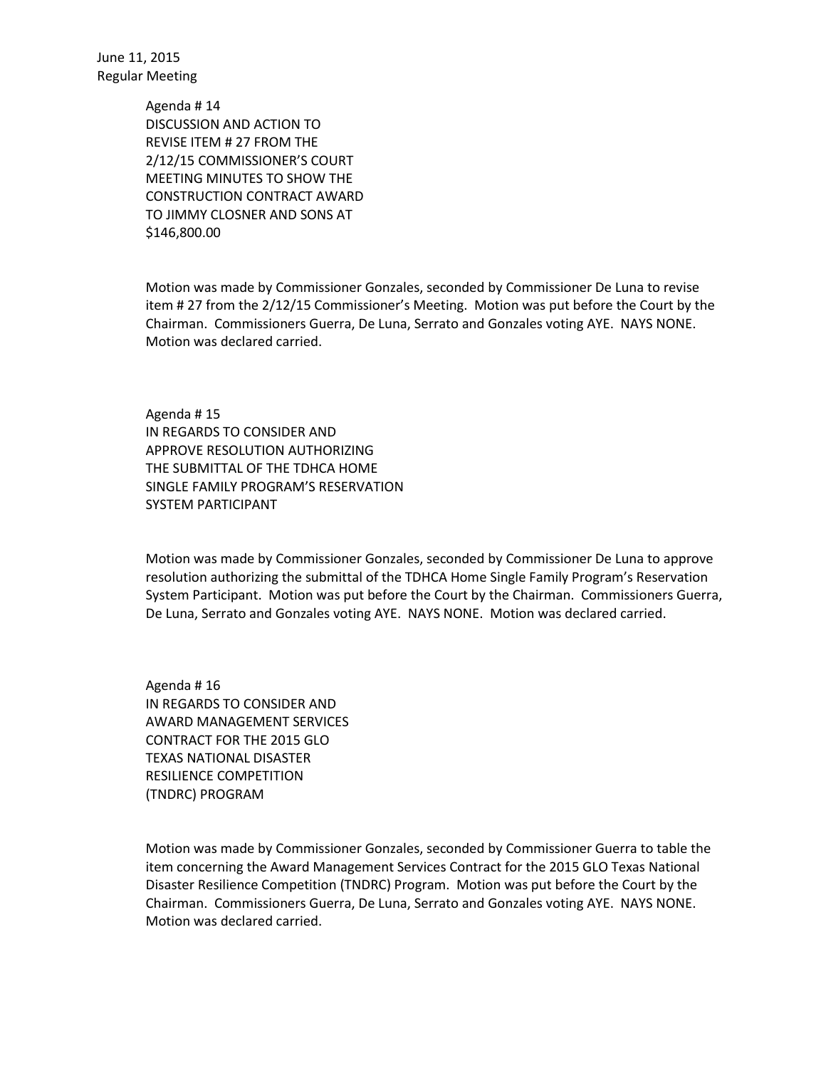June 11, 2015
Regular Meeting

Agenda # 14
DISCUSSION AND ACTION TO
REVISE ITEM # 27 FROM THE
2/12/15 COMMISSIONER'S COURT
MEETING MINUTES TO SHOW THE
CONSTRUCTION CONTRACT AWARD
TO JIMMY CLOSNER AND SONS AT
$146,800.00

Motion was made by Commissioner Gonzales, seconded by Commissioner De Luna to revise item # 27 from the 2/12/15 Commissioner's Meeting. Motion was put before the Court by the Chairman. Commissioners Guerra, De Luna, Serrato and Gonzales voting AYE. NAYS NONE. Motion was declared carried.

Agenda # 15
IN REGARDS TO CONSIDER AND
APPROVE RESOLUTION AUTHORIZING
THE SUBMITTAL OF THE TDHCA HOME
SINGLE FAMILY PROGRAM'S RESERVATION
SYSTEM PARTICIPANT

Motion was made by Commissioner Gonzales, seconded by Commissioner De Luna to approve resolution authorizing the submittal of the TDHCA Home Single Family Program's Reservation System Participant. Motion was put before the Court by the Chairman. Commissioners Guerra, De Luna, Serrato and Gonzales voting AYE. NAYS NONE. Motion was declared carried.

Agenda # 16
IN REGARDS TO CONSIDER AND
AWARD MANAGEMENT SERVICES
CONTRACT FOR THE 2015 GLO
TEXAS NATIONAL DISASTER
RESILIENCE COMPETITION
(TNDRC) PROGRAM

Motion was made by Commissioner Gonzales, seconded by Commissioner Guerra to table the item concerning the Award Management Services Contract for the 2015 GLO Texas National Disaster Resilience Competition (TNDRC) Program. Motion was put before the Court by the Chairman. Commissioners Guerra, De Luna, Serrato and Gonzales voting AYE. NAYS NONE. Motion was declared carried.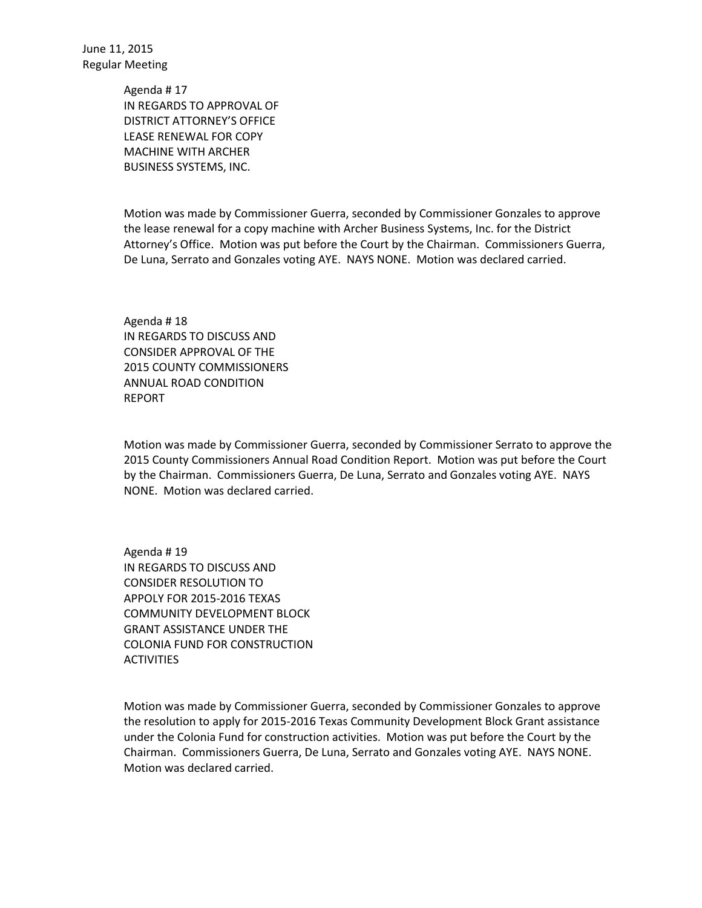Agenda # 17
IN REGARDS TO APPROVAL OF
DISTRICT ATTORNEY'S OFFICE
LEASE RENEWAL FOR COPY
MACHINE WITH ARCHER
BUSINESS SYSTEMS, INC.

Motion was made by Commissioner Guerra, seconded by Commissioner Gonzales to approve the lease renewal for a copy machine with Archer Business Systems, Inc. for the District Attorney's Office. Motion was put before the Court by the Chairman. Commissioners Guerra, De Luna, Serrato and Gonzales voting AYE. NAYS NONE. Motion was declared carried.

Agenda # 18
IN REGARDS TO DISCUSS AND
CONSIDER APPROVAL OF THE
2015 COUNTY COMMISSIONERS
ANNUAL ROAD CONDITION
REPORT

Motion was made by Commissioner Guerra, seconded by Commissioner Serrato to approve the 2015 County Commissioners Annual Road Condition Report. Motion was put before the Court by the Chairman. Commissioners Guerra, De Luna, Serrato and Gonzales voting AYE. NAYS NONE. Motion was declared carried.

Agenda # 19
IN REGARDS TO DISCUSS AND
CONSIDER RESOLUTION TO
APPOLY FOR 2015-2016 TEXAS
COMMUNITY DEVELOPMENT BLOCK
GRANT ASSISTANCE UNDER THE
COLONIA FUND FOR CONSTRUCTION
ACTIVITIES

Motion was made by Commissioner Guerra, seconded by Commissioner Gonzales to approve the resolution to apply for 2015-2016 Texas Community Development Block Grant assistance under the Colonia Fund for construction activities. Motion was put before the Court by the Chairman. Commissioners Guerra, De Luna, Serrato and Gonzales voting AYE. NAYS NONE. Motion was declared carried.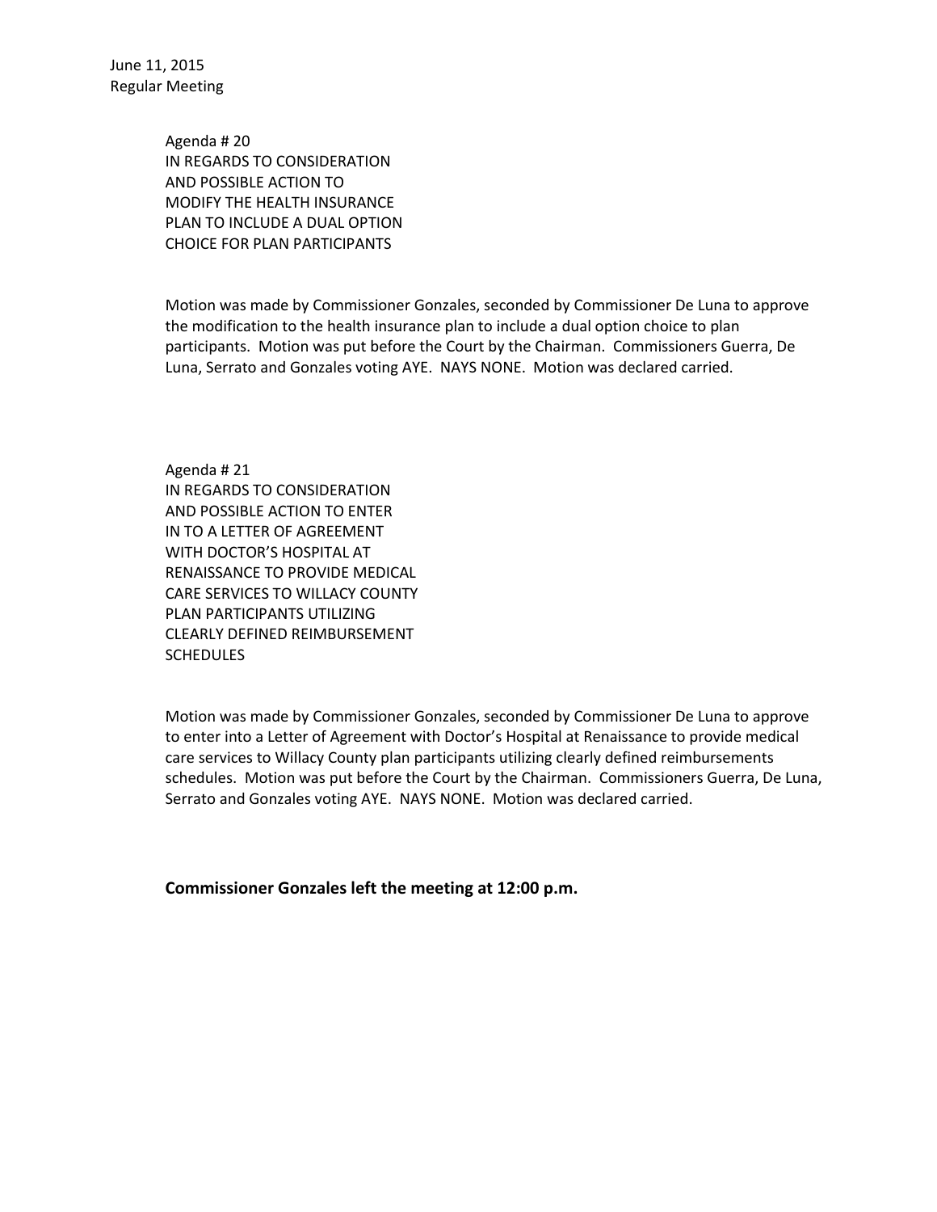June 11, 2015
Regular Meeting

Agenda # 20
IN REGARDS TO CONSIDERATION
AND POSSIBLE ACTION TO
MODIFY THE HEALTH INSURANCE
PLAN TO INCLUDE A DUAL OPTION
CHOICE FOR PLAN PARTICIPANTS

Motion was made by Commissioner Gonzales, seconded by Commissioner De Luna to approve the modification to the health insurance plan to include a dual option choice to plan participants. Motion was put before the Court by the Chairman. Commissioners Guerra, De Luna, Serrato and Gonzales voting AYE. NAYS NONE. Motion was declared carried.

Agenda # 21
IN REGARDS TO CONSIDERATION
AND POSSIBLE ACTION TO ENTER
IN TO A LETTER OF AGREEMENT
WITH DOCTOR'S HOSPITAL AT
RENAISSANCE TO PROVIDE MEDICAL
CARE SERVICES TO WILLACY COUNTY
PLAN PARTICIPANTS UTILIZING
CLEARLY DEFINED REIMBURSEMENT
SCHEDULES

Motion was made by Commissioner Gonzales, seconded by Commissioner De Luna to approve to enter into a Letter of Agreement with Doctor's Hospital at Renaissance to provide medical care services to Willacy County plan participants utilizing clearly defined reimbursements schedules. Motion was put before the Court by the Chairman. Commissioners Guerra, De Luna, Serrato and Gonzales voting AYE. NAYS NONE. Motion was declared carried.

**Commissioner Gonzales left the meeting at 12:00 p.m.**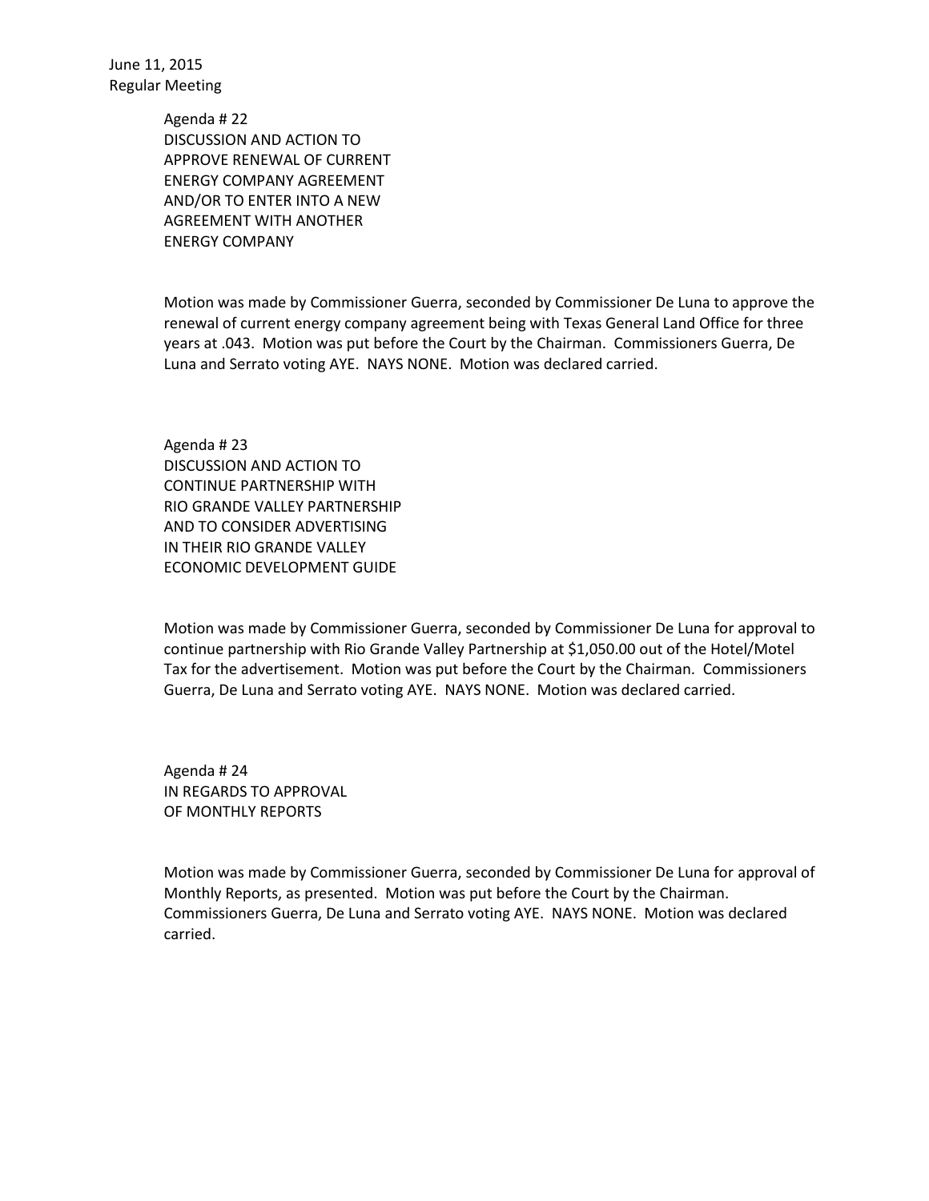Agenda # 22
DISCUSSION AND ACTION TO
APPROVE RENEWAL OF CURRENT
ENERGY COMPANY AGREEMENT
AND/OR TO ENTER INTO A NEW
AGREEMENT WITH ANOTHER
ENERGY COMPANY

Motion was made by Commissioner Guerra, seconded by Commissioner De Luna to approve the renewal of current energy company agreement being with Texas General Land Office for three years at .043. Motion was put before the Court by the Chairman. Commissioners Guerra, De Luna and Serrato voting AYE. NAYS NONE. Motion was declared carried.

Agenda # 23
DISCUSSION AND ACTION TO
CONTINUE PARTNERSHIP WITH
RIO GRANDE VALLEY PARTNERSHIP
AND TO CONSIDER ADVERTISING
IN THEIR RIO GRANDE VALLEY
ECONOMIC DEVELOPMENT GUIDE

Motion was made by Commissioner Guerra, seconded by Commissioner De Luna for approval to continue partnership with Rio Grande Valley Partnership at $1,050.00 out of the Hotel/Motel Tax for the advertisement. Motion was put before the Court by the Chairman. Commissioners Guerra, De Luna and Serrato voting AYE. NAYS NONE. Motion was declared carried.

Agenda # 24
IN REGARDS TO APPROVAL
OF MONTHLY REPORTS

Motion was made by Commissioner Guerra, seconded by Commissioner De Luna for approval of Monthly Reports, as presented. Motion was put before the Court by the Chairman. Commissioners Guerra, De Luna and Serrato voting AYE. NAYS NONE. Motion was declared carried.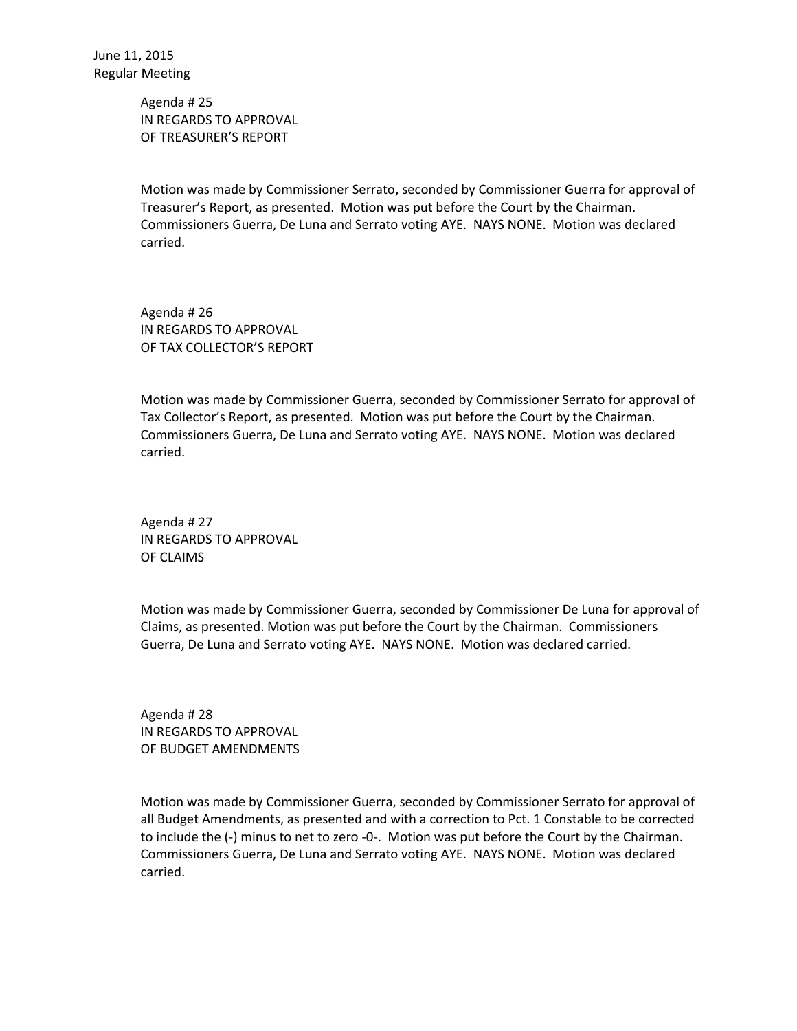June 11, 2015
Regular Meeting

Agenda # 25
IN REGARDS TO APPROVAL
OF TREASURER'S REPORT

Motion was made by Commissioner Serrato, seconded by Commissioner Guerra for approval of Treasurer's Report, as presented. Motion was put before the Court by the Chairman. Commissioners Guerra, De Luna and Serrato voting AYE. NAYS NONE. Motion was declared carried.

Agenda # 26
IN REGARDS TO APPROVAL
OF TAX COLLECTOR'S REPORT

Motion was made by Commissioner Guerra, seconded by Commissioner Serrato for approval of Tax Collector's Report, as presented. Motion was put before the Court by the Chairman. Commissioners Guerra, De Luna and Serrato voting AYE. NAYS NONE. Motion was declared carried.

Agenda # 27
IN REGARDS TO APPROVAL
OF CLAIMS

Motion was made by Commissioner Guerra, seconded by Commissioner De Luna for approval of Claims, as presented. Motion was put before the Court by the Chairman. Commissioners Guerra, De Luna and Serrato voting AYE. NAYS NONE. Motion was declared carried.

Agenda # 28
IN REGARDS TO APPROVAL
OF BUDGET AMENDMENTS

Motion was made by Commissioner Guerra, seconded by Commissioner Serrato for approval of all Budget Amendments, as presented and with a correction to Pct. 1 Constable to be corrected to include the (-) minus to net to zero -0-. Motion was put before the Court by the Chairman. Commissioners Guerra, De Luna and Serrato voting AYE. NAYS NONE. Motion was declared carried.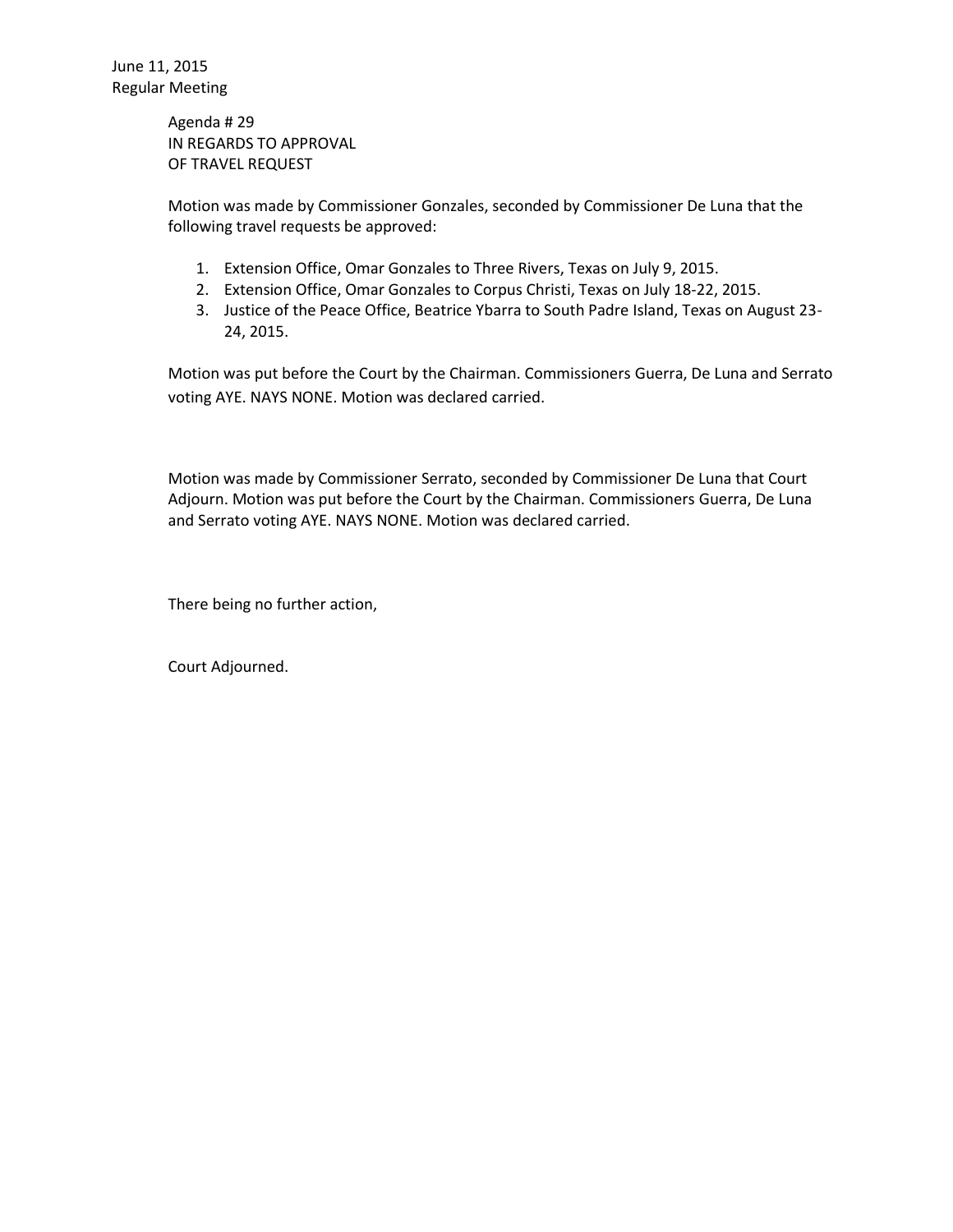June 11, 2015
Regular Meeting

Agenda # 29
IN REGARDS TO APPROVAL
OF TRAVEL REQUEST

Motion was made by Commissioner Gonzales, seconded by Commissioner De Luna that the following travel requests be approved:

1. Extension Office, Omar Gonzales to Three Rivers, Texas on July 9, 2015.
2. Extension Office, Omar Gonzales to Corpus Christi, Texas on July 18-22, 2015.
3. Justice of the Peace Office, Beatrice Ybarra to South Padre Island, Texas on August 23-24, 2015.

Motion was put before the Court by the Chairman. Commissioners Guerra, De Luna and Serrato voting AYE. NAYS NONE. Motion was declared carried.

Motion was made by Commissioner Serrato, seconded by Commissioner De Luna that Court Adjourn. Motion was put before the Court by the Chairman. Commissioners Guerra, De Luna and Serrato voting AYE. NAYS NONE. Motion was declared carried.

There being no further action,

Court Adjourned.